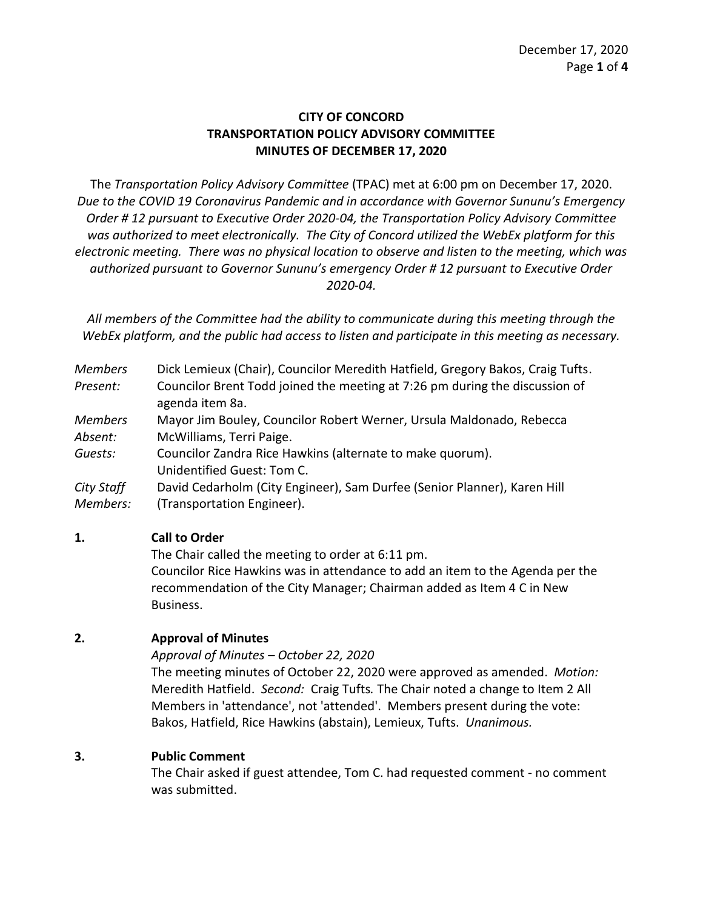**CITY OF CONCORD**
**TRANSPORTATION POLICY ADVISORY COMMITTEE**
**MINUTES OF DECEMBER 17, 2020**

The *Transportation Policy Advisory Committee* (TPAC) met at 6:00 pm on December 17, 2020. *Due to the COVID 19 Coronavirus Pandemic and in accordance with Governor Sununu's Emergency Order # 12 pursuant to Executive Order 2020-04, the Transportation Policy Advisory Committee was authorized to meet electronically. The City of Concord utilized the WebEx platform for this electronic meeting. There was no physical location to observe and listen to the meeting, which was authorized pursuant to Governor Sununu's emergency Order # 12 pursuant to Executive Order 2020-04.*

*All members of the Committee had the ability to communicate during this meeting through the WebEx platform, and the public had access to listen and participate in this meeting as necessary.*

*Members Present:* Dick Lemieux (Chair), Councilor Meredith Hatfield, Gregory Bakos, Craig Tufts. Councilor Brent Todd joined the meeting at 7:26 pm during the discussion of agenda item 8a.

*Members Absent:* Mayor Jim Bouley, Councilor Robert Werner, Ursula Maldonado, Rebecca McWilliams, Terri Paige.

*Guests:* Councilor Zandra Rice Hawkins (alternate to make quorum). Unidentified Guest: Tom C.

*City Staff Members:* David Cedarholm (City Engineer), Sam Durfee (Senior Planner), Karen Hill (Transportation Engineer).

**1. Call to Order**

The Chair called the meeting to order at 6:11 pm.
Councilor Rice Hawkins was in attendance to add an item to the Agenda per the recommendation of the City Manager; Chairman added as Item 4 C in New Business.

**2. Approval of Minutes**

*Approval of Minutes – October 22, 2020*

The meeting minutes of October 22, 2020 were approved as amended. *Motion:* Meredith Hatfield. *Second:* Craig Tufts. The Chair noted a change to Item 2 All Members in 'attendance', not 'attended'. Members present during the vote: Bakos, Hatfield, Rice Hawkins (abstain), Lemieux, Tufts. *Unanimous.*

**3. Public Comment**

The Chair asked if guest attendee, Tom C. had requested comment - no comment was submitted.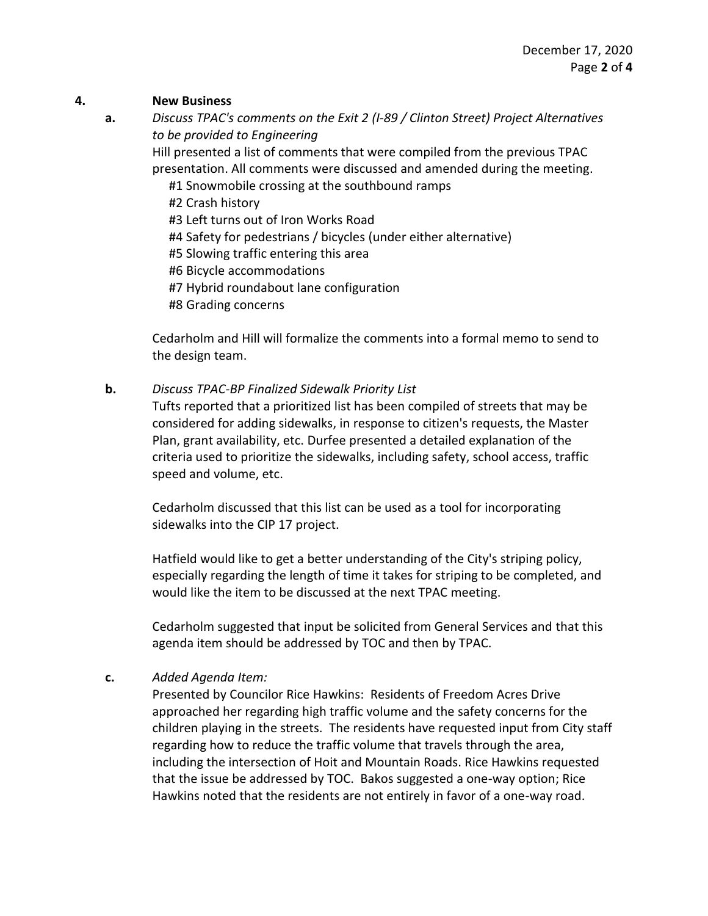## 4. New Business

**a.** *Discuss TPAC's comments on the Exit 2 (I-89 / Clinton Street) Project Alternatives to be provided to Engineering*

Hill presented a list of comments that were compiled from the previous TPAC presentation. All comments were discussed and amended during the meeting.

- #1 Snowmobile crossing at the southbound ramps
- #2 Crash history
- #3 Left turns out of Iron Works Road
- #4 Safety for pedestrians / bicycles (under either alternative)
- #5 Slowing traffic entering this area
- #6 Bicycle accommodations
- #7 Hybrid roundabout lane configuration
- #8 Grading concerns

Cedarholm and Hill will formalize the comments into a formal memo to send to the design team.

**b.** *Discuss TPAC-BP Finalized Sidewalk Priority List*

Tufts reported that a prioritized list has been compiled of streets that may be considered for adding sidewalks, in response to citizen's requests, the Master Plan, grant availability, etc. Durfee presented a detailed explanation of the criteria used to prioritize the sidewalks, including safety, school access, traffic speed and volume, etc.

Cedarholm discussed that this list can be used as a tool for incorporating sidewalks into the CIP 17 project.

Hatfield would like to get a better understanding of the City's striping policy, especially regarding the length of time it takes for striping to be completed, and would like the item to be discussed at the next TPAC meeting.

Cedarholm suggested that input be solicited from General Services and that this agenda item should be addressed by TOC and then by TPAC.

**c.** *Added Agenda Item:*

Presented by Councilor Rice Hawkins: Residents of Freedom Acres Drive approached her regarding high traffic volume and the safety concerns for the children playing in the streets. The residents have requested input from City staff regarding how to reduce the traffic volume that travels through the area, including the intersection of Hoit and Mountain Roads. Rice Hawkins requested that the issue be addressed by TOC. Bakos suggested a one-way option; Rice Hawkins noted that the residents are not entirely in favor of a one-way road.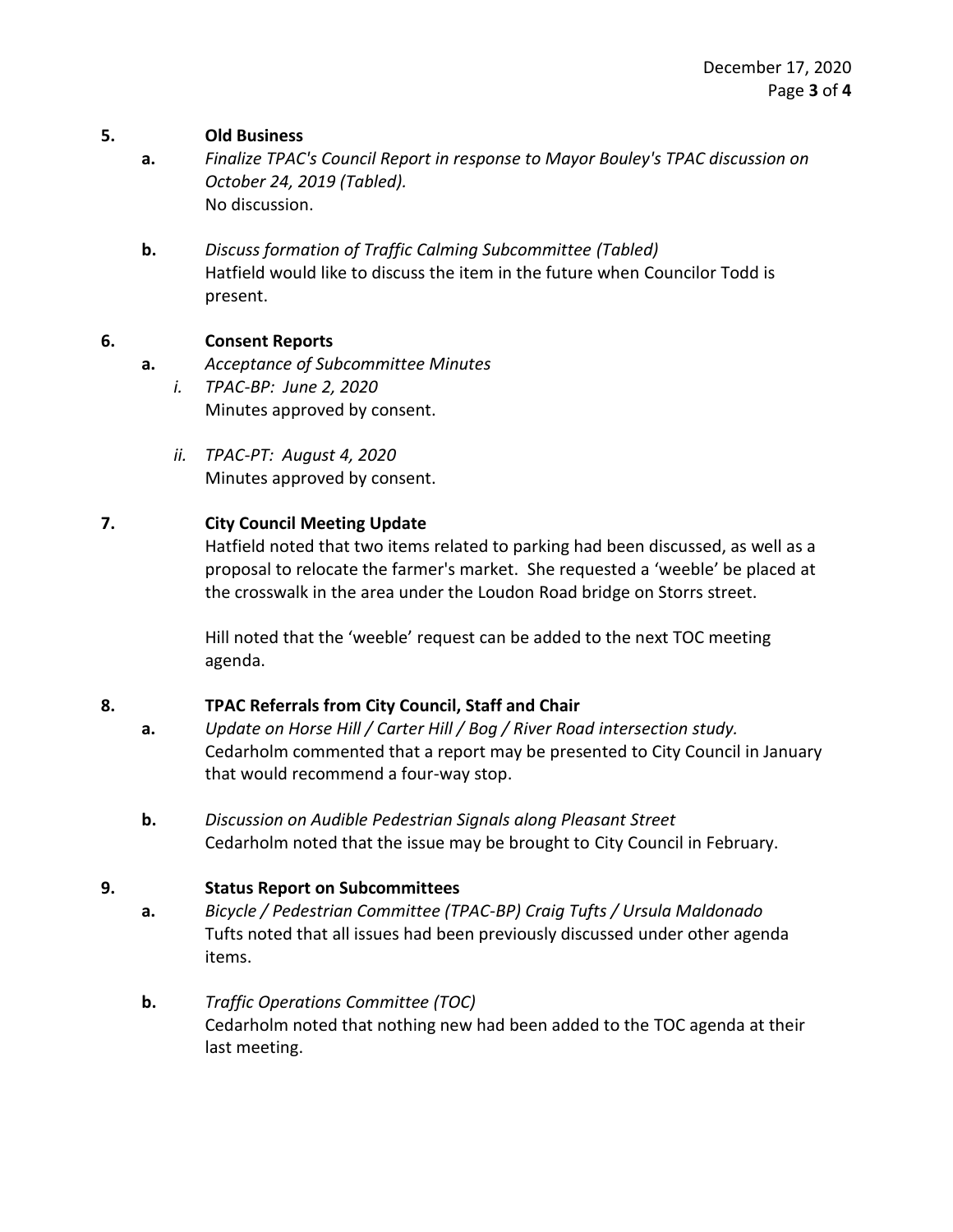**5. Old Business**

**a.** *Finalize TPAC's Council Report in response to Mayor Bouley's TPAC discussion on October 24, 2019 (Tabled).*
No discussion.

**b.** *Discuss formation of Traffic Calming Subcommittee (Tabled)*
Hatfield would like to discuss the item in the future when Councilor Todd is present.

**6. Consent Reports**

**a.** *Acceptance of Subcommittee Minutes*

*i. TPAC-BP: June 2, 2020*
Minutes approved by consent.

*ii. TPAC-PT: August 4, 2020*
Minutes approved by consent.

**7. City Council Meeting Update**

Hatfield noted that two items related to parking had been discussed, as well as a proposal to relocate the farmer's market. She requested a 'weeble' be placed at the crosswalk in the area under the Loudon Road bridge on Storrs street.

Hill noted that the 'weeble' request can be added to the next TOC meeting agenda.

**8. TPAC Referrals from City Council, Staff and Chair**

**a.** *Update on Horse Hill / Carter Hill / Bog / River Road intersection study.*
Cedarholm commented that a report may be presented to City Council in January that would recommend a four-way stop.

**b.** *Discussion on Audible Pedestrian Signals along Pleasant Street*
Cedarholm noted that the issue may be brought to City Council in February.

**9. Status Report on Subcommittees**

**a.** *Bicycle / Pedestrian Committee (TPAC-BP) Craig Tufts / Ursula Maldonado*
Tufts noted that all issues had been previously discussed under other agenda items.

**b.** *Traffic Operations Committee (TOC)*
Cedarholm noted that nothing new had been added to the TOC agenda at their last meeting.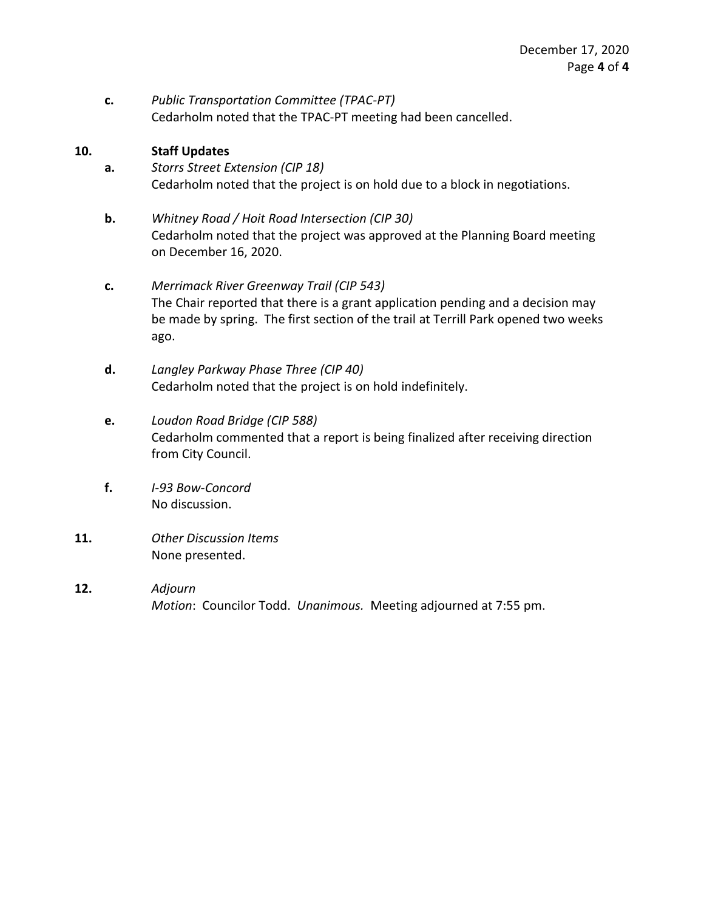**c.** *Public Transportation Committee (TPAC-PT)*
Cedarholm noted that the TPAC-PT meeting had been cancelled.

**10. Staff Updates**

**a.** *Storrs Street Extension (CIP 18)*
Cedarholm noted that the project is on hold due to a block in negotiations.

**b.** *Whitney Road / Hoit Road Intersection (CIP 30)*
Cedarholm noted that the project was approved at the Planning Board meeting on December 16, 2020.

**c.** *Merrimack River Greenway Trail (CIP 543)*
The Chair reported that there is a grant application pending and a decision may be made by spring. The first section of the trail at Terrill Park opened two weeks ago.

**d.** *Langley Parkway Phase Three (CIP 40)*
Cedarholm noted that the project is on hold indefinitely.

**e.** *Loudon Road Bridge (CIP 588)*
Cedarholm commented that a report is being finalized after receiving direction from City Council.

**f.** *I-93 Bow-Concord*
No discussion.

**11.** *Other Discussion Items*
None presented.

**12.** *Adjourn*
*Motion*: Councilor Todd. *Unanimous.* Meeting adjourned at 7:55 pm.